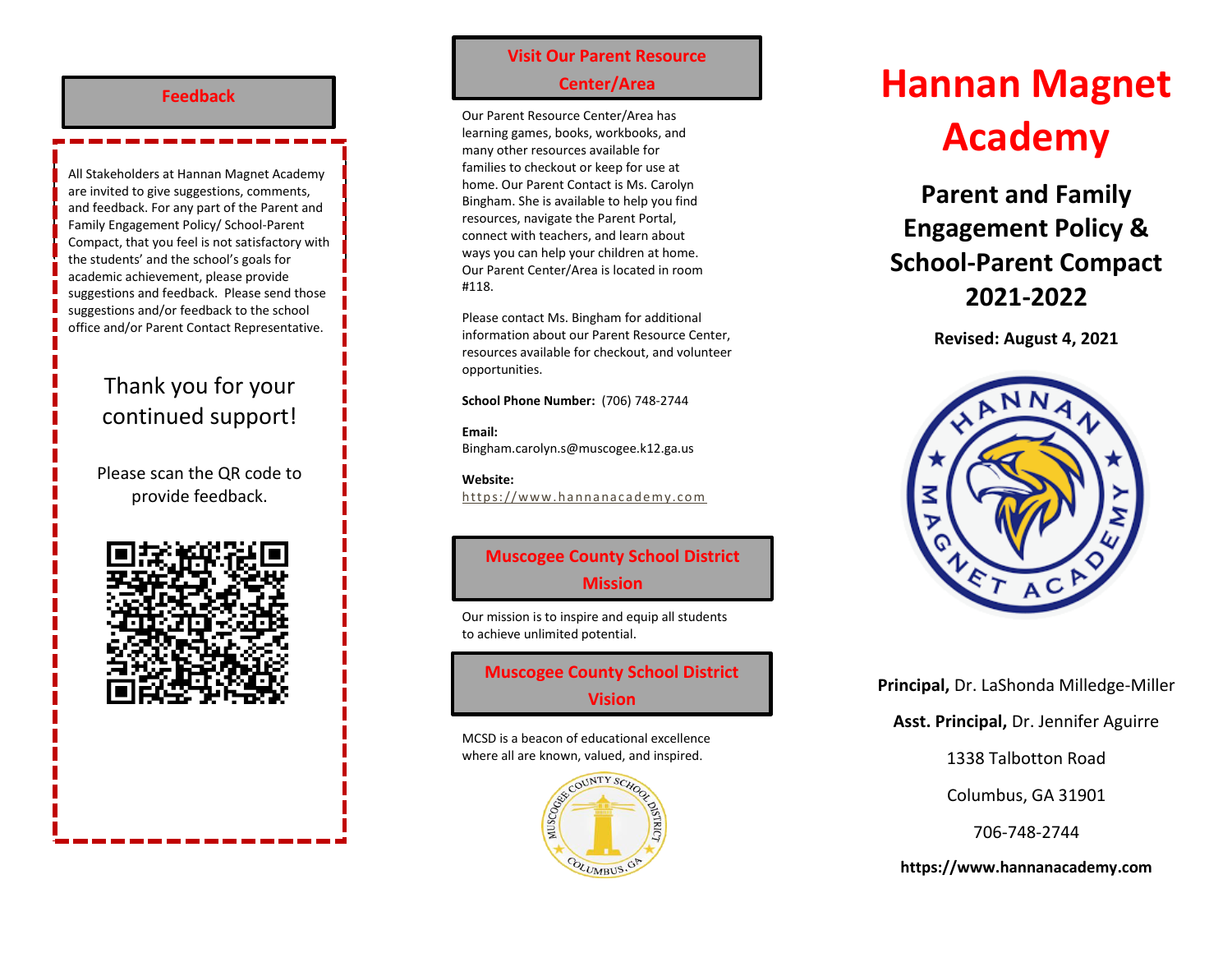## Feedback

All Stakeholders at Hannan Magnet Academy are invited to give suggestions, comments, and feedback. For any part of the Parent and Family Engagement Policy/ School-Parent Compact, that you feel is not satisfactory with the students' and the school's goals for academic achievement, please provide suggestions and feedback. Please send those suggestions and/or feedback to the school office and/or Parent Contact Representative.

Thank you for your continued support!

Please scan the QR code to provide feedback.

## Visit Our Parent Resource Center/Area

Our Parent Resource Center/Area has learning games, books, workbooks, and many other resources available for families to checkout or keep for use at home. Our Parent Contact is Ms. Carolyn Bingham. She is available to help you find resources, navigate the Parent Portal, connect with teachers, and learn about ways you can help your children at home. Our Parent Center/Area is located in room #118.

Please contact Ms. Bingham for additional information about our Parent Resource Center, resources available for checkout, and volunteer opportunities.

**School Phone Number:** (706) 748-2744

**Email:**
Bingham.carolyn.s@muscogee.k12.ga.us

**Website:**
https://www.hannanacademy.com

## Muscogee County School District Mission

Our mission is to inspire and equip all students to achieve unlimited potential.

## Muscogee County School District Vision

MCSD is a beacon of educational excellence where all are known, valued, and inspired.

# Hannan Magnet Academy

## Parent and Family Engagement Policy & School-Parent Compact 2021-2022

**Revised: August 4, 2021**

**Principal,** Dr. LaShonda Milledge-Miller

**Asst. Principal,** Dr. Jennifer Aguirre

1338 Talbotton Road

Columbus, GA 31901

706-748-2744

**https://www.hannanacademy.com**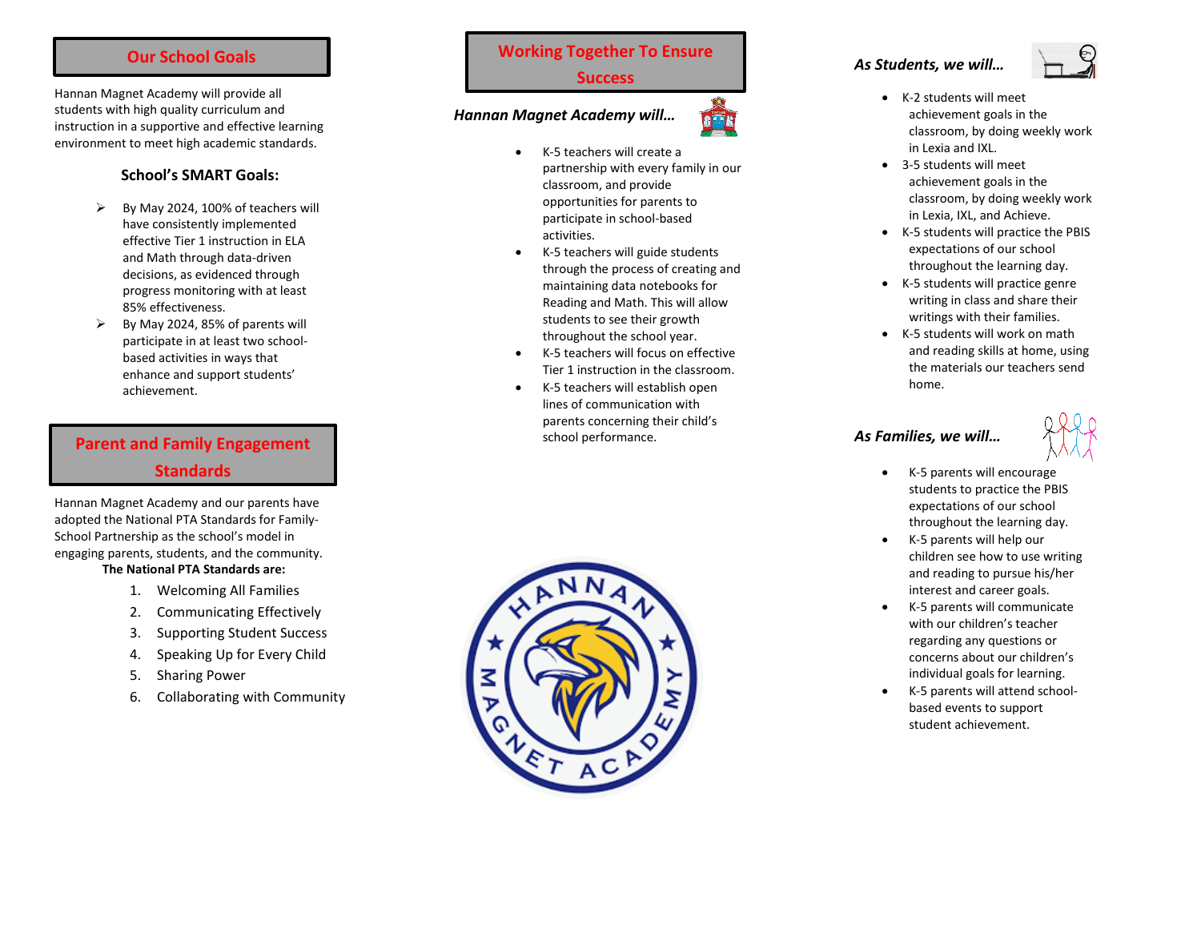## Our School Goals

Hannan Magnet Academy will provide all students with high quality curriculum and instruction in a supportive and effective learning environment to meet high academic standards.

### School's SMART Goals:

- By May 2024, 100% of teachers will have consistently implemented effective Tier 1 instruction in ELA and Math through data-driven decisions, as evidenced through progress monitoring with at least 85% effectiveness.
- By May 2024, 85% of parents will participate in at least two school-based activities in ways that enhance and support students' achievement.

## Parent and Family Engagement Standards

Hannan Magnet Academy and our parents have adopted the National PTA Standards for Family-School Partnership as the school's model in engaging parents, students, and the community.

**The National PTA Standards are:**

1. Welcoming All Families
2. Communicating Effectively
3. Supporting Student Success
4. Speaking Up for Every Child
5. Sharing Power
6. Collaborating with Community

## Working Together To Ensure Success

### *Hannan Magnet Academy will…*

- K-5 teachers will create a partnership with every family in our classroom, and provide opportunities for parents to participate in school-based activities.
- K-5 teachers will guide students through the process of creating and maintaining data notebooks for Reading and Math. This will allow students to see their growth throughout the school year.
- K-5 teachers will focus on effective Tier 1 instruction in the classroom.
- K-5 teachers will establish open lines of communication with parents concerning their child's school performance.

### *As Students, we will…*

- K-2 students will meet achievement goals in the classroom, by doing weekly work in Lexia and IXL.
- 3-5 students will meet achievement goals in the classroom, by doing weekly work in Lexia, IXL, and Achieve.
- K-5 students will practice the PBIS expectations of our school throughout the learning day.
- K-5 students will practice genre writing in class and share their writings with their families.
- K-5 students will work on math and reading skills at home, using the materials our teachers send home.

### *As Families, we will…*

- K-5 parents will encourage students to practice the PBIS expectations of our school throughout the learning day.
- K-5 parents will help our children see how to use writing and reading to pursue his/her interest and career goals.
- K-5 parents will communicate with our children's teacher regarding any questions or concerns about our children's individual goals for learning.
- K-5 parents will attend school-based events to support student achievement.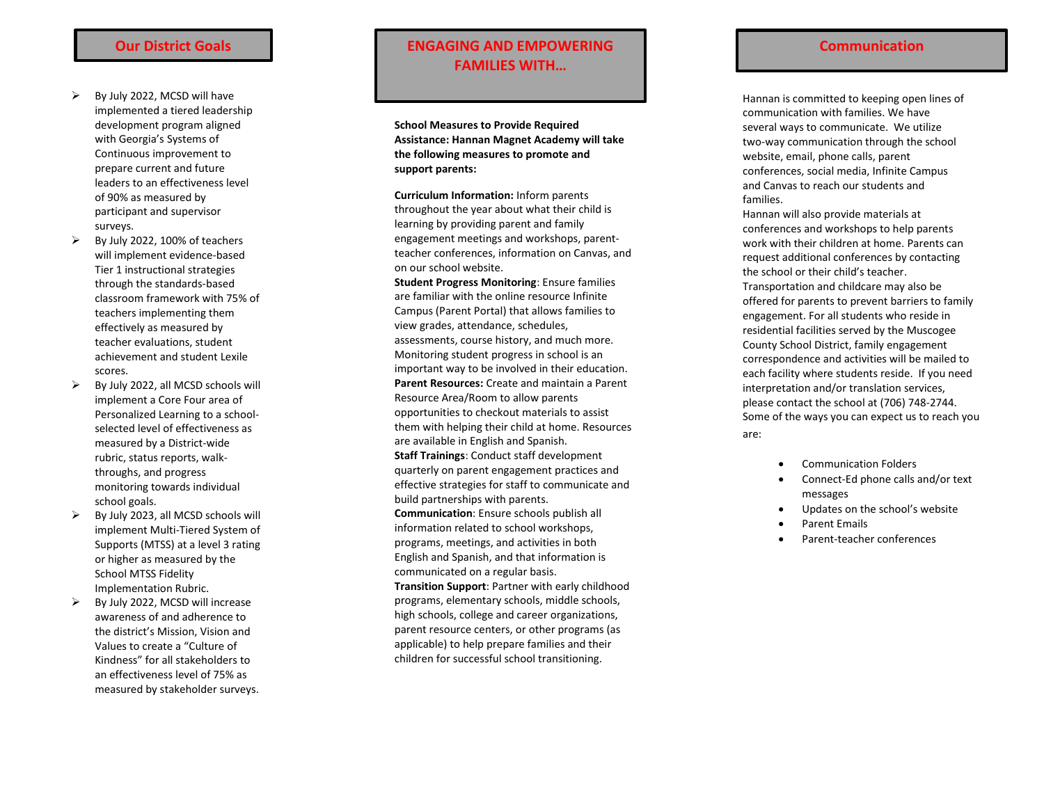## Our District Goals

- By July 2022, MCSD will have implemented a tiered leadership development program aligned with Georgia's Systems of Continuous improvement to prepare current and future leaders to an effectiveness level of 90% as measured by participant and supervisor surveys.
- By July 2022, 100% of teachers will implement evidence-based Tier 1 instructional strategies through the standards-based classroom framework with 75% of teachers implementing them effectively as measured by teacher evaluations, student achievement and student Lexile scores.
- By July 2022, all MCSD schools will implement a Core Four area of Personalized Learning to a school-selected level of effectiveness as measured by a District-wide rubric, status reports, walk-throughs, and progress monitoring towards individual school goals.
- By July 2023, all MCSD schools will implement Multi-Tiered System of Supports (MTSS) at a level 3 rating or higher as measured by the School MTSS Fidelity Implementation Rubric.
- By July 2022, MCSD will increase awareness of and adherence to the district's Mission, Vision and Values to create a "Culture of Kindness" for all stakeholders to an effectiveness level of 75% as measured by stakeholder surveys.

## ENGAGING AND EMPOWERING FAMILIES WITH…

**School Measures to Provide Required Assistance: Hannan Magnet Academy will take the following measures to promote and support parents:**

**Curriculum Information:** Inform parents throughout the year about what their child is learning by providing parent and family engagement meetings and workshops, parent-teacher conferences, information on Canvas, and on our school website.

**Student Progress Monitoring**: Ensure families are familiar with the online resource Infinite Campus (Parent Portal) that allows families to view grades, attendance, schedules, assessments, course history, and much more. Monitoring student progress in school is an important way to be involved in their education.

**Parent Resources:** Create and maintain a Parent Resource Area/Room to allow parents opportunities to checkout materials to assist them with helping their child at home. Resources are available in English and Spanish.

**Staff Trainings**: Conduct staff development quarterly on parent engagement practices and effective strategies for staff to communicate and build partnerships with parents.

**Communication**: Ensure schools publish all information related to school workshops, programs, meetings, and activities in both English and Spanish, and that information is communicated on a regular basis.

**Transition Support**: Partner with early childhood programs, elementary schools, middle schools, high schools, college and career organizations, parent resource centers, or other programs (as applicable) to help prepare families and their children for successful school transitioning.

## Communication

Hannan is committed to keeping open lines of communication with families. We have several ways to communicate. We utilize two-way communication through the school website, email, phone calls, parent conferences, social media, Infinite Campus and Canvas to reach our students and families.

Hannan will also provide materials at conferences and workshops to help parents work with their children at home. Parents can request additional conferences by contacting the school or their child's teacher.

Transportation and childcare may also be offered for parents to prevent barriers to family engagement. For all students who reside in residential facilities served by the Muscogee County School District, family engagement correspondence and activities will be mailed to each facility where students reside. If you need interpretation and/or translation services, please contact the school at (706) 748-2744.

Some of the ways you can expect us to reach you are:

- Communication Folders
- Connect-Ed phone calls and/or text messages
- Updates on the school's website
- Parent Emails
- Parent-teacher conferences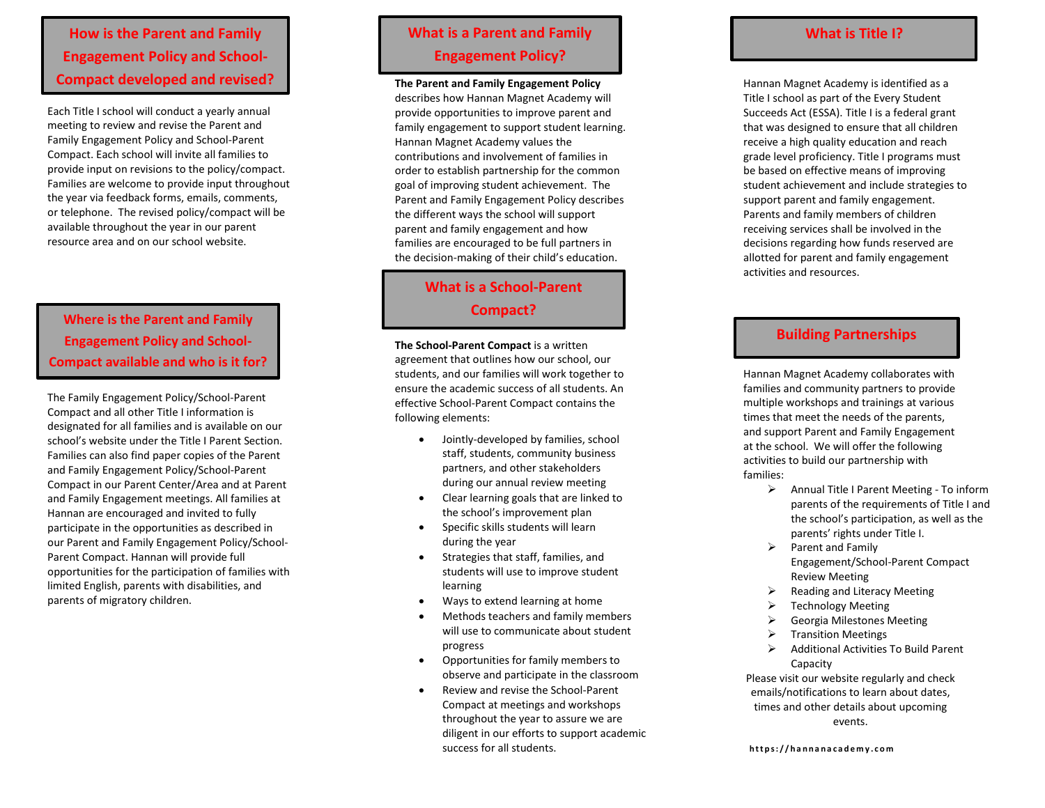## How is the Parent and Family Engagement Policy and School-Compact developed and revised?

Each Title I school will conduct a yearly annual meeting to review and revise the Parent and Family Engagement Policy and School-Parent Compact. Each school will invite all families to provide input on revisions to the policy/compact. Families are welcome to provide input throughout the year via feedback forms, emails, comments, or telephone. The revised policy/compact will be available throughout the year in our parent resource area and on our school website.

## Where is the Parent and Family Engagement Policy and School-Compact available and who is it for?

The Family Engagement Policy/School-Parent Compact and all other Title I information is designated for all families and is available on our school's website under the Title I Parent Section. Families can also find paper copies of the Parent and Family Engagement Policy/School-Parent Compact in our Parent Center/Area and at Parent and Family Engagement meetings. All families at Hannan are encouraged and invited to fully participate in the opportunities as described in our Parent and Family Engagement Policy/School-Parent Compact. Hannan will provide full opportunities for the participation of families with limited English, parents with disabilities, and parents of migratory children.

## What is a Parent and Family Engagement Policy?

**The Parent and Family Engagement Policy** describes how Hannan Magnet Academy will provide opportunities to improve parent and family engagement to support student learning. Hannan Magnet Academy values the contributions and involvement of families in order to establish partnership for the common goal of improving student achievement. The Parent and Family Engagement Policy describes the different ways the school will support parent and family engagement and how families are encouraged to be full partners in the decision-making of their child's education.

## What is a School-Parent Compact?

**The School-Parent Compact** is a written agreement that outlines how our school, our students, and our families will work together to ensure the academic success of all students. An effective School-Parent Compact contains the following elements:

- Jointly-developed by families, school staff, students, community business partners, and other stakeholders during our annual review meeting
- Clear learning goals that are linked to the school's improvement plan
- Specific skills students will learn during the year
- Strategies that staff, families, and students will use to improve student learning
- Ways to extend learning at home
- Methods teachers and family members will use to communicate about student progress
- Opportunities for family members to observe and participate in the classroom
- Review and revise the School-Parent Compact at meetings and workshops throughout the year to assure we are diligent in our efforts to support academic success for all students.

## What is Title I?

Hannan Magnet Academy is identified as a Title I school as part of the Every Student Succeeds Act (ESSA). Title I is a federal grant that was designed to ensure that all children receive a high quality education and reach grade level proficiency. Title I programs must be based on effective means of improving student achievement and include strategies to support parent and family engagement. Parents and family members of children receiving services shall be involved in the decisions regarding how funds reserved are allotted for parent and family engagement activities and resources.

## Building Partnerships

Hannan Magnet Academy collaborates with families and community partners to provide multiple workshops and trainings at various times that meet the needs of the parents, and support Parent and Family Engagement at the school. We will offer the following activities to build our partnership with families:

- Annual Title I Parent Meeting - To inform parents of the requirements of Title I and the school's participation, as well as the parents' rights under Title I.
- Parent and Family Engagement/School-Parent Compact Review Meeting
- Reading and Literacy Meeting
- Technology Meeting
- Georgia Milestones Meeting
- Transition Meetings
- Additional Activities To Build Parent Capacity

Please visit our website regularly and check emails/notifications to learn about dates, times and other details about upcoming events.

**https://hannanacademy.com**